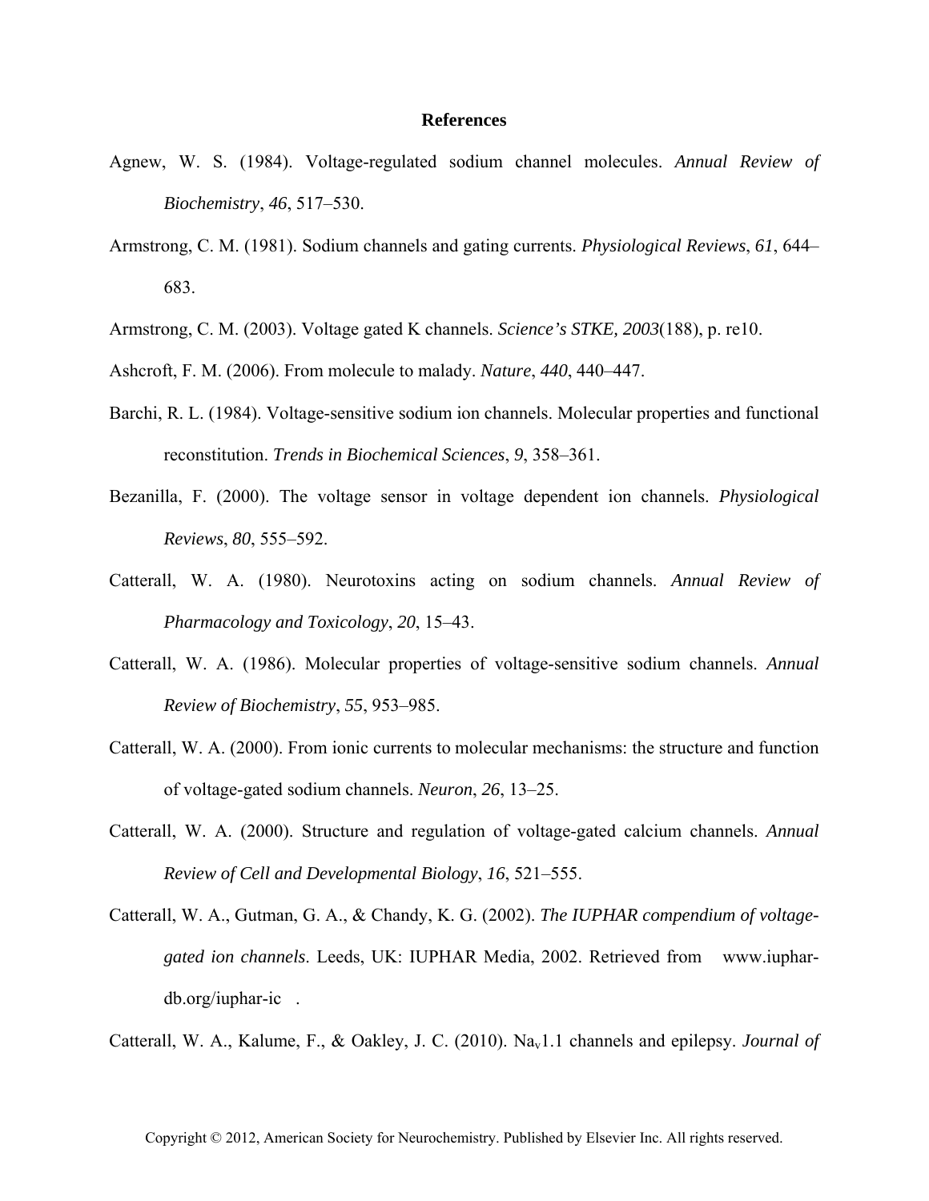# References

Agnew, W. S. (1984). Voltage-regulated sodium channel molecules. *Annual Review of Biochemistry*, *46*, 517–530.

Armstrong, C. M. (1981). Sodium channels and gating currents. *Physiological Reviews*, *61*, 644–683.

Armstrong, C. M. (2003). Voltage gated K channels. *Science's STKE, 2003*(188), p. re10.

Ashcroft, F. M. (2006). From molecule to malady. *Nature*, *440*, 440–447.

Barchi, R. L. (1984). Voltage-sensitive sodium ion channels. Molecular properties and functional reconstitution. *Trends in Biochemical Sciences*, *9*, 358–361.

Bezanilla, F. (2000). The voltage sensor in voltage dependent ion channels. *Physiological Reviews*, *80*, 555–592.

Catterall, W. A. (1980). Neurotoxins acting on sodium channels. *Annual Review of Pharmacology and Toxicology*, *20*, 15–43.

Catterall, W. A. (1986). Molecular properties of voltage-sensitive sodium channels. *Annual Review of Biochemistry*, *55*, 953–985.

Catterall, W. A. (2000). From ionic currents to molecular mechanisms: the structure and function of voltage-gated sodium channels. *Neuron*, *26*, 13–25.

Catterall, W. A. (2000). Structure and regulation of voltage-gated calcium channels. *Annual Review of Cell and Developmental Biology*, *16*, 521–555.

Catterall, W. A., Gutman, G. A., & Chandy, K. G. (2002). *The IUPHAR compendium of voltage-gated ion channels*. Leeds, UK: IUPHAR Media, 2002. Retrieved from www.iuphar-db.org/iuphar-ic .

Catterall, W. A., Kalume, F., & Oakley, J. C. (2010). $Na_v1.1$ channels and epilepsy. *Journal of*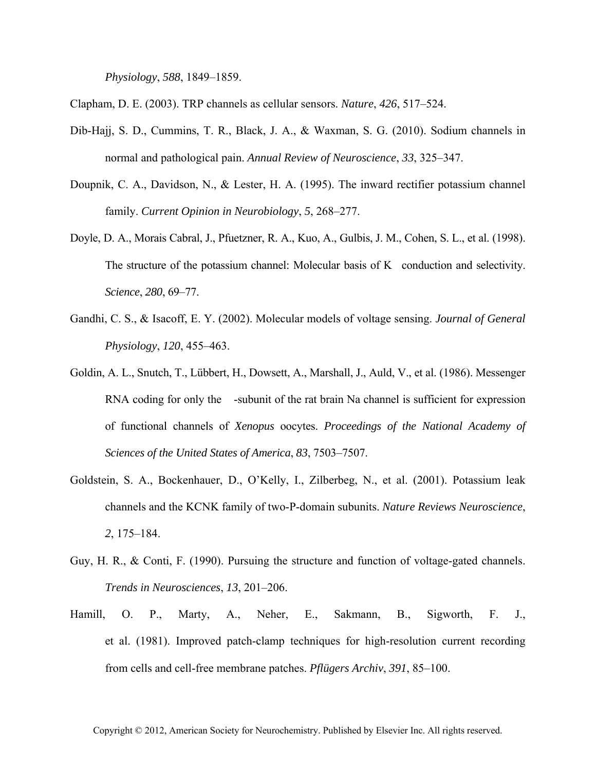*Physiology*, *588*, 1849–1859.

Clapham, D. E. (2003). TRP channels as cellular sensors. *Nature*, *426*, 517–524.

Dib-Hajj, S. D., Cummins, T. R., Black, J. A., & Waxman, S. G. (2010). Sodium channels in normal and pathological pain. *Annual Review of Neuroscience*, *33*, 325–347.

Doupnik, C. A., Davidson, N., & Lester, H. A. (1995). The inward rectifier potassium channel family. *Current Opinion in Neurobiology*, *5*, 268–277.

Doyle, D. A., Morais Cabral, J., Pfuetzner, R. A., Kuo, A., Gulbis, J. M., Cohen, S. L., et al. (1998). The structure of the potassium channel: Molecular basis of K conduction and selectivity. *Science*, *280*, 69–77.

Gandhi, C. S., & Isacoff, E. Y. (2002). Molecular models of voltage sensing. *Journal of General Physiology*, *120*, 455–463.

Goldin, A. L., Snutch, T., Lübbert, H., Dowsett, A., Marshall, J., Auld, V., et al. (1986). Messenger RNA coding for only the -subunit of the rat brain Na channel is sufficient for expression of functional channels of *Xenopus* oocytes. *Proceedings of the National Academy of Sciences of the United States of America*, *83*, 7503–7507.

Goldstein, S. A., Bockenhauer, D., O'Kelly, I., Zilberbeg, N., et al. (2001). Potassium leak channels and the KCNK family of two-P-domain subunits. *Nature Reviews Neuroscience*, *2*, 175–184.

Guy, H. R., & Conti, F. (1990). Pursuing the structure and function of voltage-gated channels. *Trends in Neurosciences*, *13*, 201–206.

Hamill, O. P., Marty, A., Neher, E., Sakmann, B., Sigworth, F. J., et al. (1981). Improved patch-clamp techniques for high-resolution current recording from cells and cell-free membrane patches. *Pflügers Archiv*, *391*, 85–100.

Copyright © 2012, American Society for Neurochemistry. Published by Elsevier Inc. All rights reserved.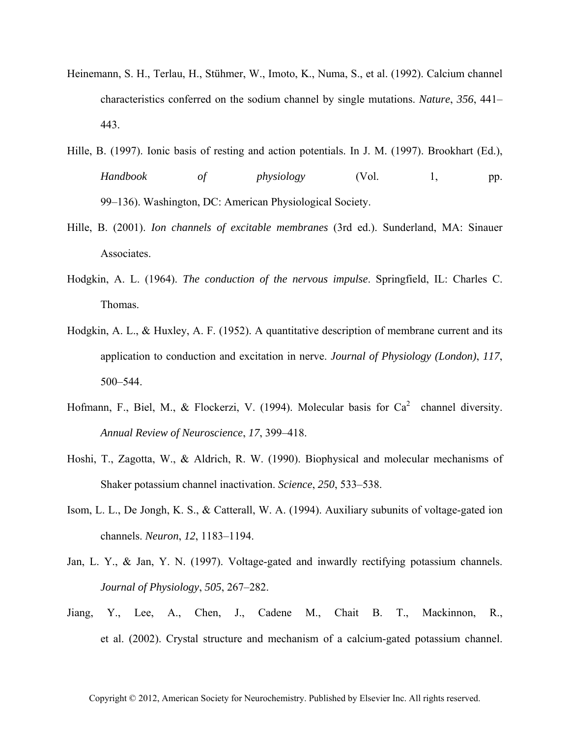Heinemann, S. H., Terlau, H., Stühmer, W., Imoto, K., Numa, S., et al. (1992). Calcium channel characteristics conferred on the sodium channel by single mutations. *Nature*, *356*, 441–443.

Hille, B. (1997). Ionic basis of resting and action potentials. In J. M. (1997). Brookhart (Ed.), *Handbook of physiology* (Vol. 1, pp. 99–136). Washington, DC: American Physiological Society.

Hille, B. (2001). *Ion channels of excitable membranes* (3rd ed.). Sunderland, MA: Sinauer Associates.

Hodgkin, A. L. (1964). *The conduction of the nervous impulse*. Springfield, IL: Charles C. Thomas.

Hodgkin, A. L., & Huxley, A. F. (1952). A quantitative description of membrane current and its application to conduction and excitation in nerve. *Journal of Physiology (London)*, *117*, 500–544.

Hofmann, F., Biel, M., & Flockerzi, V. (1994). Molecular basis for $Ca^{2}$ channel diversity. *Annual Review of Neuroscience*, *17*, 399–418.

Hoshi, T., Zagotta, W., & Aldrich, R. W. (1990). Biophysical and molecular mechanisms of Shaker potassium channel inactivation. *Science*, *250*, 533–538.

Isom, L. L., De Jongh, K. S., & Catterall, W. A. (1994). Auxiliary subunits of voltage-gated ion channels. *Neuron*, *12*, 1183–1194.

Jan, L. Y., & Jan, Y. N. (1997). Voltage-gated and inwardly rectifying potassium channels. *Journal of Physiology*, *505*, 267–282.

Jiang, Y., Lee, A., Chen, J., Cadene M., Chait B. T., Mackinnon, R., et al. (2002). Crystal structure and mechanism of a calcium-gated potassium channel.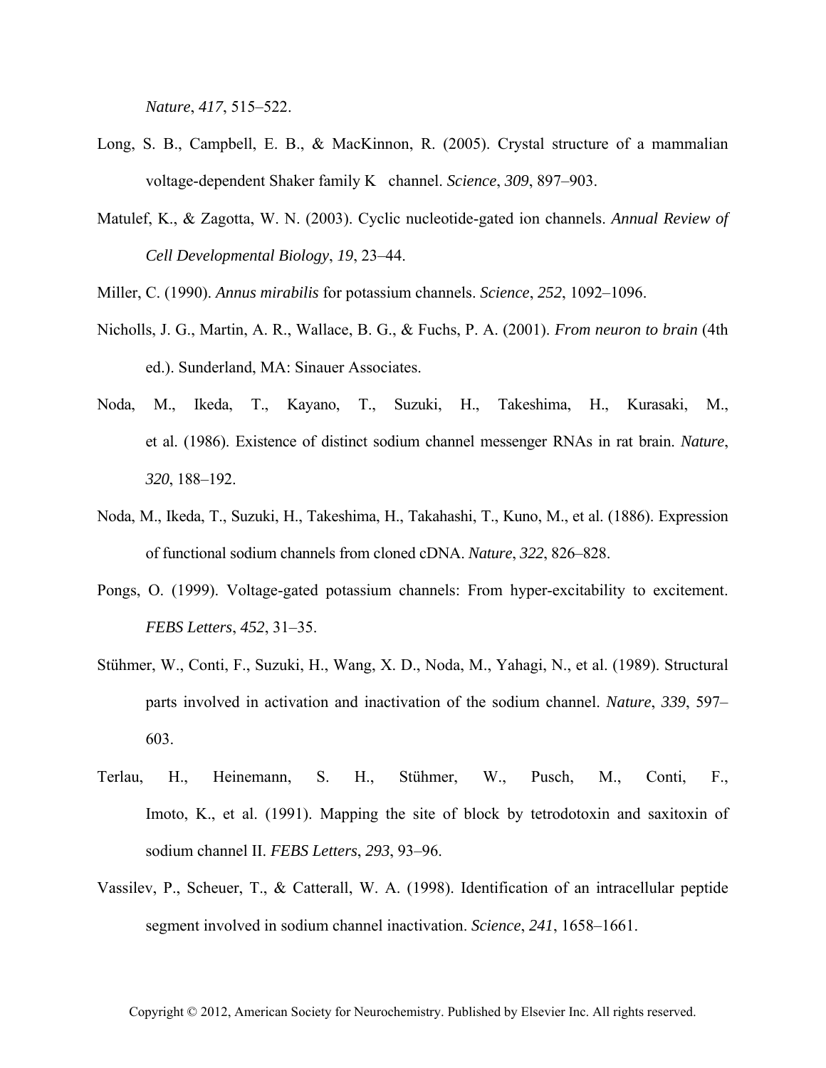*Nature*, *417*, 515–522.

Long, S. B., Campbell, E. B., & MacKinnon, R. (2005). Crystal structure of a mammalian voltage-dependent Shaker family K  channel. *Science*, *309*, 897–903.

Matulef, K., & Zagotta, W. N. (2003). Cyclic nucleotide-gated ion channels. *Annual Review of Cell Developmental Biology*, *19*, 23–44.

Miller, C. (1990). *Annus mirabilis* for potassium channels. *Science*, *252*, 1092–1096.

Nicholls, J. G., Martin, A. R., Wallace, B. G., & Fuchs, P. A. (2001). *From neuron to brain* (4th ed.). Sunderland, MA: Sinauer Associates.

Noda, M., Ikeda, T., Kayano, T., Suzuki, H., Takeshima, H., Kurasaki, M., et al. (1986). Existence of distinct sodium channel messenger RNAs in rat brain. *Nature*, *320*, 188–192.

Noda, M., Ikeda, T., Suzuki, H., Takeshima, H., Takahashi, T., Kuno, M., et al. (1886). Expression of functional sodium channels from cloned cDNA. *Nature*, *322*, 826–828.

Pongs, O. (1999). Voltage-gated potassium channels: From hyper-excitability to excitement. *FEBS Letters*, *452*, 31–35.

Stühmer, W., Conti, F., Suzuki, H., Wang, X. D., Noda, M., Yahagi, N., et al. (1989). Structural parts involved in activation and inactivation of the sodium channel. *Nature*, *339*, 597–603.

Terlau, H., Heinemann, S. H., Stühmer, W., Pusch, M., Conti, F., Imoto, K., et al. (1991). Mapping the site of block by tetrodotoxin and saxitoxin of sodium channel II. *FEBS Letters*, *293*, 93–96.

Vassilev, P., Scheuer, T., & Catterall, W. A. (1998). Identification of an intracellular peptide segment involved in sodium channel inactivation. *Science*, *241*, 1658–1661.

Copyright © 2012, American Society for Neurochemistry. Published by Elsevier Inc. All rights reserved.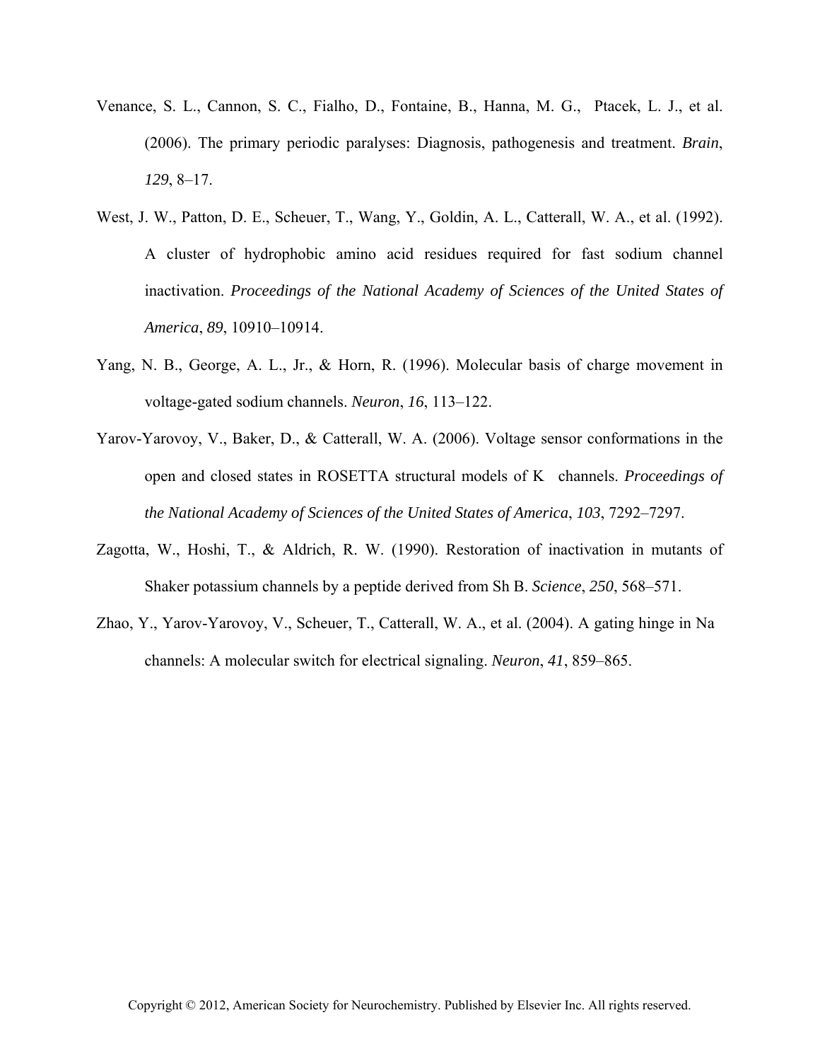Venance, S. L., Cannon, S. C., Fialho, D., Fontaine, B., Hanna, M. G., Ptacek, L. J., et al. (2006). The primary periodic paralyses: Diagnosis, pathogenesis and treatment. *Brain*, *129*, 8–17.

West, J. W., Patton, D. E., Scheuer, T., Wang, Y., Goldin, A. L., Catterall, W. A., et al. (1992). A cluster of hydrophobic amino acid residues required for fast sodium channel inactivation. *Proceedings of the National Academy of Sciences of the United States of America*, *89*, 10910–10914.

Yang, N. B., George, A. L., Jr., & Horn, R. (1996). Molecular basis of charge movement in voltage-gated sodium channels. *Neuron*, *16*, 113–122.

Yarov-Yarovoy, V., Baker, D., & Catterall, W. A. (2006). Voltage sensor conformations in the open and closed states in ROSETTA structural models of K channels. *Proceedings of the National Academy of Sciences of the United States of America*, *103*, 7292–7297.

Zagotta, W., Hoshi, T., & Aldrich, R. W. (1990). Restoration of inactivation in mutants of Shaker potassium channels by a peptide derived from Sh B. *Science*, *250*, 568–571.

Zhao, Y., Yarov-Yarovoy, V., Scheuer, T., Catterall, W. A., et al. (2004). A gating hinge in Na channels: A molecular switch for electrical signaling. *Neuron*, *41*, 859–865.

Copyright © 2012, American Society for Neurochemistry. Published by Elsevier Inc. All rights reserved.